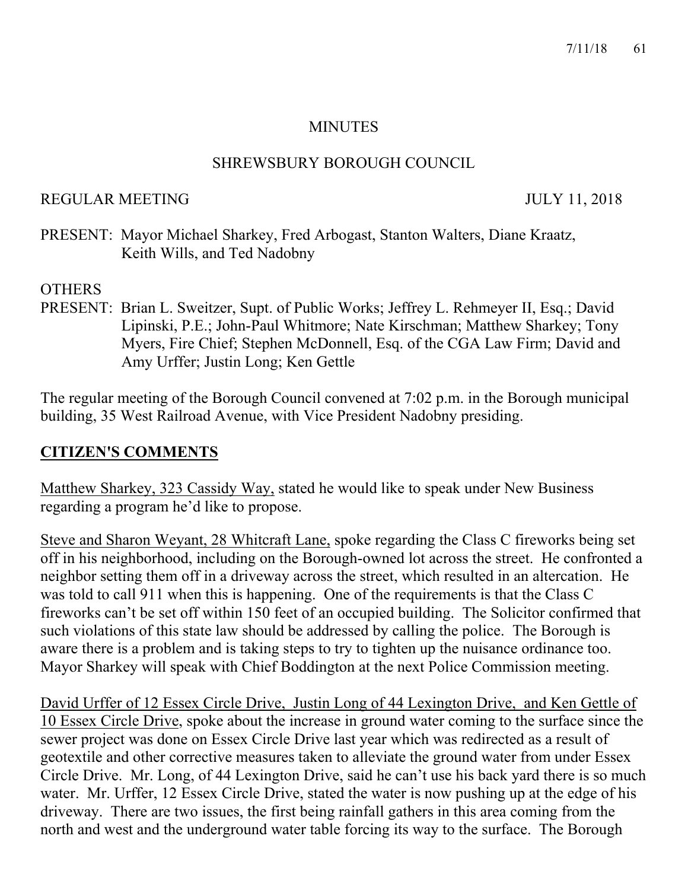MINUTES

SHREWSBURY BOROUGH COUNCIL

REGULAR MEETING JULY 11, 2018

PRESENT: Mayor Michael Sharkey, Fred Arbogast, Stanton Walters, Diane Kraatz, Keith Wills, and Ted Nadobny

OTHERS
PRESENT: Brian L. Sweitzer, Supt. of Public Works; Jeffrey L. Rehmeyer II, Esq.; David Lipinski, P.E.; John-Paul Whitmore; Nate Kirschman; Matthew Sharkey; Tony Myers, Fire Chief; Stephen McDonnell, Esq. of the CGA Law Firm; David and Amy Urffer; Justin Long; Ken Gettle

The regular meeting of the Borough Council convened at 7:02 p.m. in the Borough municipal building, 35 West Railroad Avenue, with Vice President Nadobny presiding.

## CITIZEN'S COMMENTS

Matthew Sharkey, 323 Cassidy Way, stated he would like to speak under New Business regarding a program he'd like to propose.

Steve and Sharon Weyant, 28 Whitcraft Lane, spoke regarding the Class C fireworks being set off in his neighborhood, including on the Borough-owned lot across the street. He confronted a neighbor setting them off in a driveway across the street, which resulted in an altercation. He was told to call 911 when this is happening. One of the requirements is that the Class C fireworks can't be set off within 150 feet of an occupied building. The Solicitor confirmed that such violations of this state law should be addressed by calling the police. The Borough is aware there is a problem and is taking steps to try to tighten up the nuisance ordinance too. Mayor Sharkey will speak with Chief Boddington at the next Police Commission meeting.

David Urffer of 12 Essex Circle Drive, Justin Long of 44 Lexington Drive, and Ken Gettle of 10 Essex Circle Drive, spoke about the increase in ground water coming to the surface since the sewer project was done on Essex Circle Drive last year which was redirected as a result of geotextile and other corrective measures taken to alleviate the ground water from under Essex Circle Drive. Mr. Long, of 44 Lexington Drive, said he can't use his back yard there is so much water. Mr. Urffer, 12 Essex Circle Drive, stated the water is now pushing up at the edge of his driveway. There are two issues, the first being rainfall gathers in this area coming from the north and west and the underground water table forcing its way to the surface. The Borough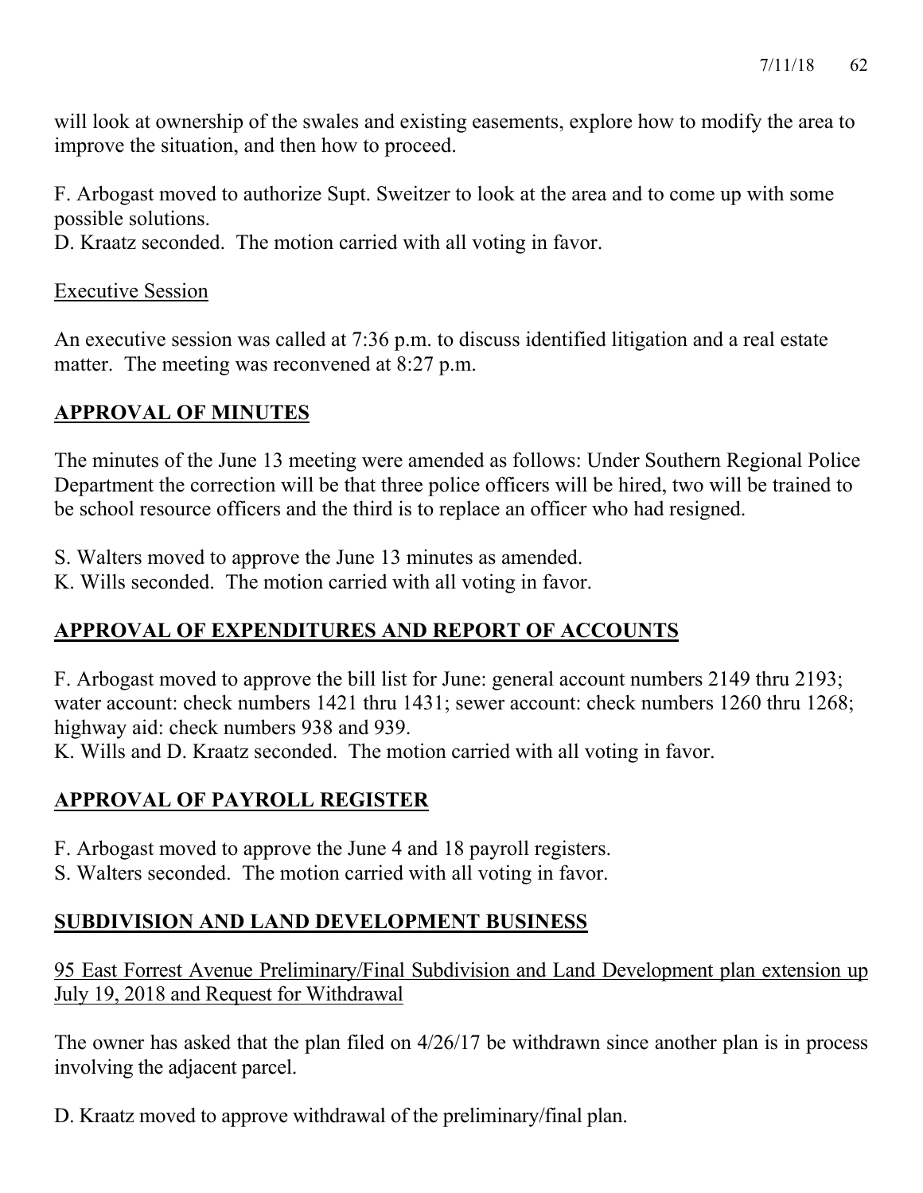will look at ownership of the swales and existing easements, explore how to modify the area to improve the situation, and then how to proceed.

F. Arbogast moved to authorize Supt. Sweitzer to look at the area and to come up with some possible solutions.
D. Kraatz seconded. The motion carried with all voting in favor.

<u>Executive Session</u>

An executive session was called at 7:36 p.m. to discuss identified litigation and a real estate matter. The meeting was reconvened at 8:27 p.m.

## APPROVAL OF MINUTES

The minutes of the June 13 meeting were amended as follows: Under Southern Regional Police Department the correction will be that three police officers will be hired, two will be trained to be school resource officers and the third is to replace an officer who had resigned.

S. Walters moved to approve the June 13 minutes as amended.
K. Wills seconded. The motion carried with all voting in favor.

## APPROVAL OF EXPENDITURES AND REPORT OF ACCOUNTS

F. Arbogast moved to approve the bill list for June: general account numbers 2149 thru 2193; water account: check numbers 1421 thru 1431; sewer account: check numbers 1260 thru 1268; highway aid: check numbers 938 and 939.
K. Wills and D. Kraatz seconded. The motion carried with all voting in favor.

## APPROVAL OF PAYROLL REGISTER

F. Arbogast moved to approve the June 4 and 18 payroll registers.
S. Walters seconded. The motion carried with all voting in favor.

## SUBDIVISION AND LAND DEVELOPMENT BUSINESS

<u>95 East Forrest Avenue Preliminary/Final Subdivision and Land Development plan extension up July 19, 2018 and Request for Withdrawal</u>

The owner has asked that the plan filed on 4/26/17 be withdrawn since another plan is in process involving the adjacent parcel.

D. Kraatz moved to approve withdrawal of the preliminary/final plan.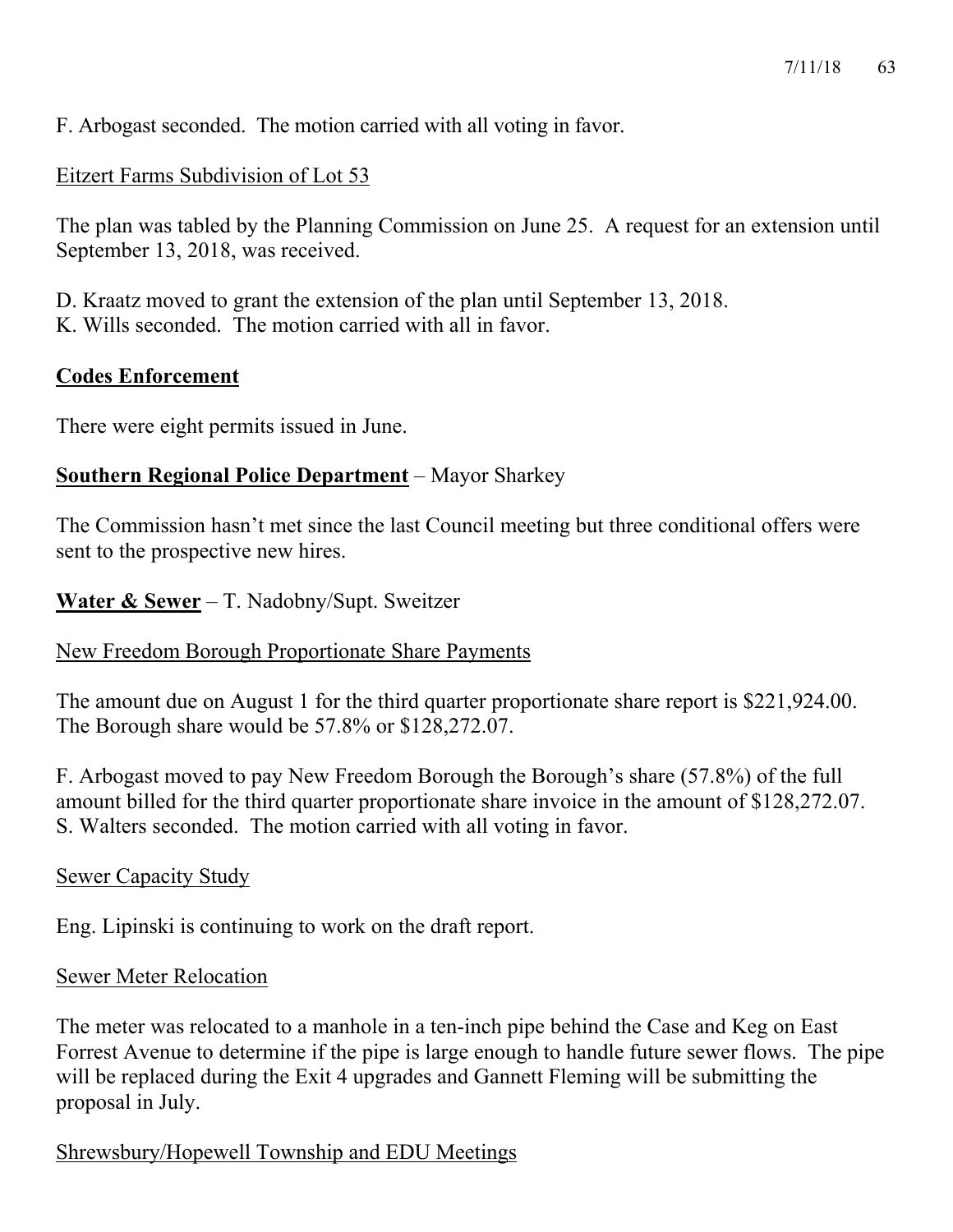F. Arbogast seconded. The motion carried with all voting in favor.

Eitzert Farms Subdivision of Lot 53

The plan was tabled by the Planning Commission on June 25. A request for an extension until September 13, 2018, was received.

D. Kraatz moved to grant the extension of the plan until September 13, 2018.
K. Wills seconded. The motion carried with all in favor.

**Codes Enforcement**

There were eight permits issued in June.

**Southern Regional Police Department** – Mayor Sharkey

The Commission hasn't met since the last Council meeting but three conditional offers were sent to the prospective new hires.

**Water & Sewer** – T. Nadobny/Supt. Sweitzer

New Freedom Borough Proportionate Share Payments

The amount due on August 1 for the third quarter proportionate share report is $221,924.00. The Borough share would be 57.8% or $128,272.07.

F. Arbogast moved to pay New Freedom Borough the Borough's share (57.8%) of the full amount billed for the third quarter proportionate share invoice in the amount of $128,272.07.
S. Walters seconded. The motion carried with all voting in favor.

Sewer Capacity Study

Eng. Lipinski is continuing to work on the draft report.

Sewer Meter Relocation

The meter was relocated to a manhole in a ten-inch pipe behind the Case and Keg on East Forrest Avenue to determine if the pipe is large enough to handle future sewer flows. The pipe will be replaced during the Exit 4 upgrades and Gannett Fleming will be submitting the proposal in July.

Shrewsbury/Hopewell Township and EDU Meetings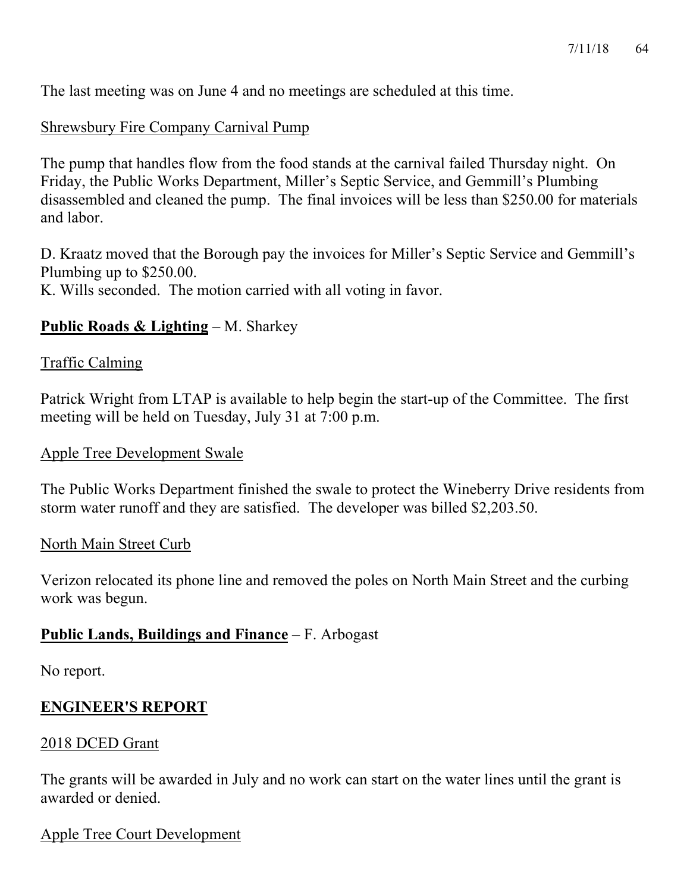The last meeting was on June 4 and no meetings are scheduled at this time.

Shrewsbury Fire Company Carnival Pump

The pump that handles flow from the food stands at the carnival failed Thursday night. On Friday, the Public Works Department, Miller's Septic Service, and Gemmill's Plumbing disassembled and cleaned the pump. The final invoices will be less than $250.00 for materials and labor.

D. Kraatz moved that the Borough pay the invoices for Miller's Septic Service and Gemmill's Plumbing up to $250.00.
K. Wills seconded. The motion carried with all voting in favor.

**Public Roads & Lighting** – M. Sharkey

Traffic Calming

Patrick Wright from LTAP is available to help begin the start-up of the Committee. The first meeting will be held on Tuesday, July 31 at 7:00 p.m.

Apple Tree Development Swale

The Public Works Department finished the swale to protect the Wineberry Drive residents from storm water runoff and they are satisfied. The developer was billed $2,203.50.

North Main Street Curb

Verizon relocated its phone line and removed the poles on North Main Street and the curbing work was begun.

**Public Lands, Buildings and Finance** – F. Arbogast

No report.

## ENGINEER'S REPORT

2018 DCED Grant

The grants will be awarded in July and no work can start on the water lines until the grant is awarded or denied.

Apple Tree Court Development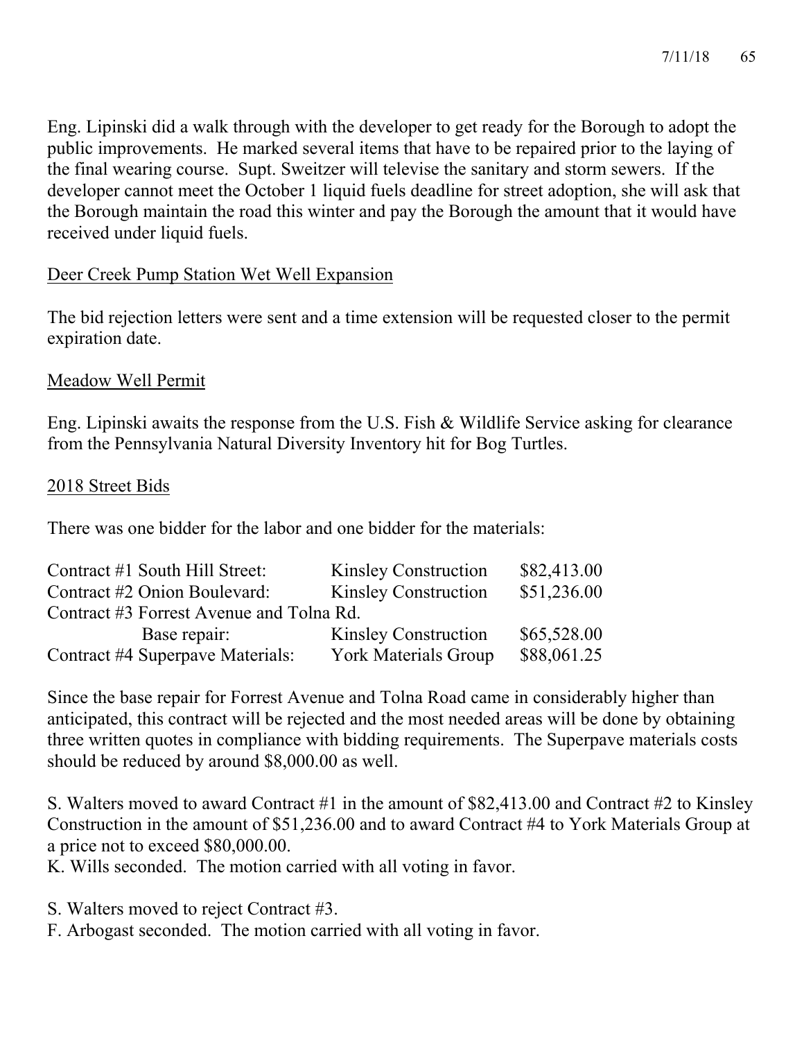Eng. Lipinski did a walk through with the developer to get ready for the Borough to adopt the public improvements. He marked several items that have to be repaired prior to the laying of the final wearing course. Supt. Sweitzer will televise the sanitary and storm sewers. If the developer cannot meet the October 1 liquid fuels deadline for street adoption, she will ask that the Borough maintain the road this winter and pay the Borough the amount that it would have received under liquid fuels.

Deer Creek Pump Station Wet Well Expansion

The bid rejection letters were sent and a time extension will be requested closer to the permit expiration date.

Meadow Well Permit

Eng. Lipinski awaits the response from the U.S. Fish & Wildlife Service asking for clearance from the Pennsylvania Natural Diversity Inventory hit for Bog Turtles.

2018 Street Bids

There was one bidder for the labor and one bidder for the materials:

| | | |
|---|---|---|
| Contract #1 South Hill Street: | Kinsley Construction | $82,413.00 |
| Contract #2 Onion Boulevard: | Kinsley Construction | $51,236.00 |
| Contract #3 Forrest Avenue and Tolna Rd. | | |
| Base repair: | Kinsley Construction | $65,528.00 |
| Contract #4 Superpave Materials: | York Materials Group | $88,061.25 |

Since the base repair for Forrest Avenue and Tolna Road came in considerably higher than anticipated, this contract will be rejected and the most needed areas will be done by obtaining three written quotes in compliance with bidding requirements. The Superpave materials costs should be reduced by around $8,000.00 as well.

S. Walters moved to award Contract #1 in the amount of $82,413.00 and Contract #2 to Kinsley Construction in the amount of $51,236.00 and to award Contract #4 to York Materials Group at a price not to exceed $80,000.00.
K. Wills seconded. The motion carried with all voting in favor.

S. Walters moved to reject Contract #3.
F. Arbogast seconded. The motion carried with all voting in favor.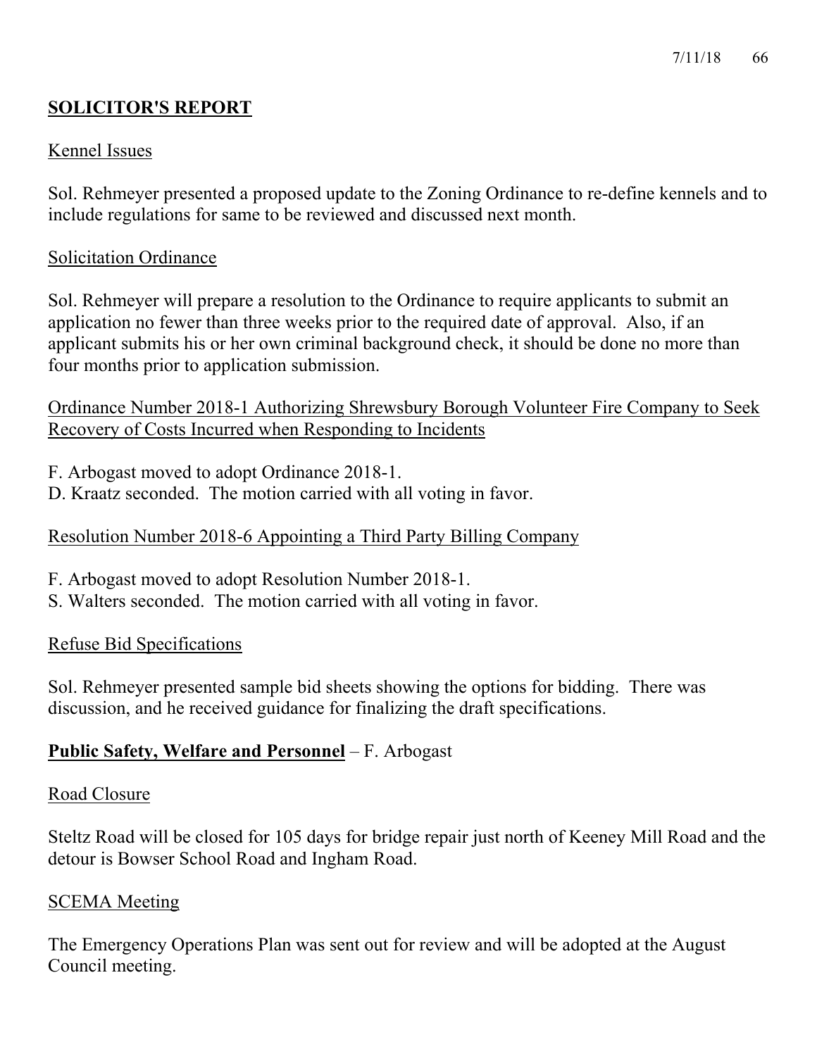## SOLICITOR'S REPORT

Kennel Issues

Sol. Rehmeyer presented a proposed update to the Zoning Ordinance to re-define kennels and to include regulations for same to be reviewed and discussed next month.

Solicitation Ordinance

Sol. Rehmeyer will prepare a resolution to the Ordinance to require applicants to submit an application no fewer than three weeks prior to the required date of approval. Also, if an applicant submits his or her own criminal background check, it should be done no more than four months prior to application submission.

Ordinance Number 2018-1 Authorizing Shrewsbury Borough Volunteer Fire Company to Seek Recovery of Costs Incurred when Responding to Incidents

F. Arbogast moved to adopt Ordinance 2018-1.
D. Kraatz seconded. The motion carried with all voting in favor.

Resolution Number 2018-6 Appointing a Third Party Billing Company

F. Arbogast moved to adopt Resolution Number 2018-1.
S. Walters seconded. The motion carried with all voting in favor.

Refuse Bid Specifications

Sol. Rehmeyer presented sample bid sheets showing the options for bidding. There was discussion, and he received guidance for finalizing the draft specifications.

**Public Safety, Welfare and Personnel** – F. Arbogast

Road Closure

Steltz Road will be closed for 105 days for bridge repair just north of Keeney Mill Road and the detour is Bowser School Road and Ingham Road.

SCEMA Meeting

The Emergency Operations Plan was sent out for review and will be adopted at the August Council meeting.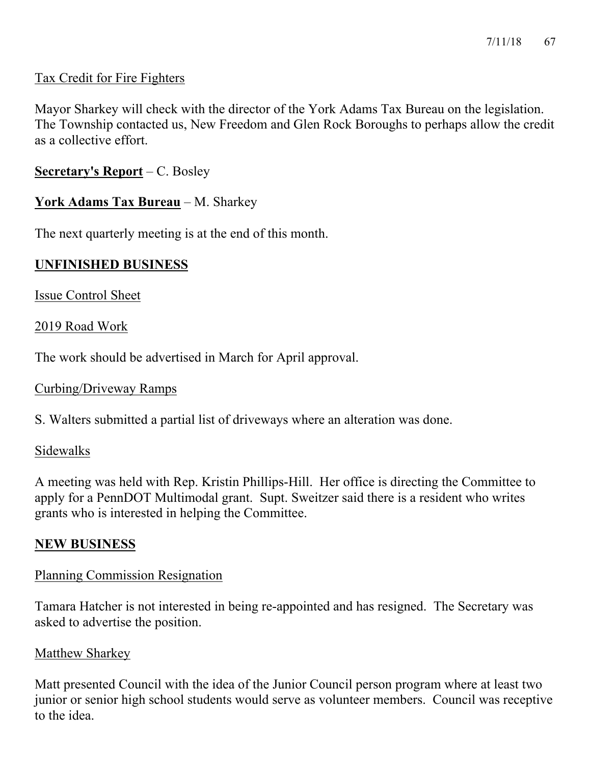Tax Credit for Fire Fighters

Mayor Sharkey will check with the director of the York Adams Tax Bureau on the legislation. The Township contacted us, New Freedom and Glen Rock Boroughs to perhaps allow the credit as a collective effort.

**Secretary's Report** – C. Bosley

**York Adams Tax Bureau** – M. Sharkey

The next quarterly meeting is at the end of this month.

## UNFINISHED BUSINESS

Issue Control Sheet

2019 Road Work

The work should be advertised in March for April approval.

Curbing/Driveway Ramps

S. Walters submitted a partial list of driveways where an alteration was done.

Sidewalks

A meeting was held with Rep. Kristin Phillips-Hill. Her office is directing the Committee to apply for a PennDOT Multimodal grant. Supt. Sweitzer said there is a resident who writes grants who is interested in helping the Committee.

## NEW BUSINESS

Planning Commission Resignation

Tamara Hatcher is not interested in being re-appointed and has resigned. The Secretary was asked to advertise the position.

Matthew Sharkey

Matt presented Council with the idea of the Junior Council person program where at least two junior or senior high school students would serve as volunteer members. Council was receptive to the idea.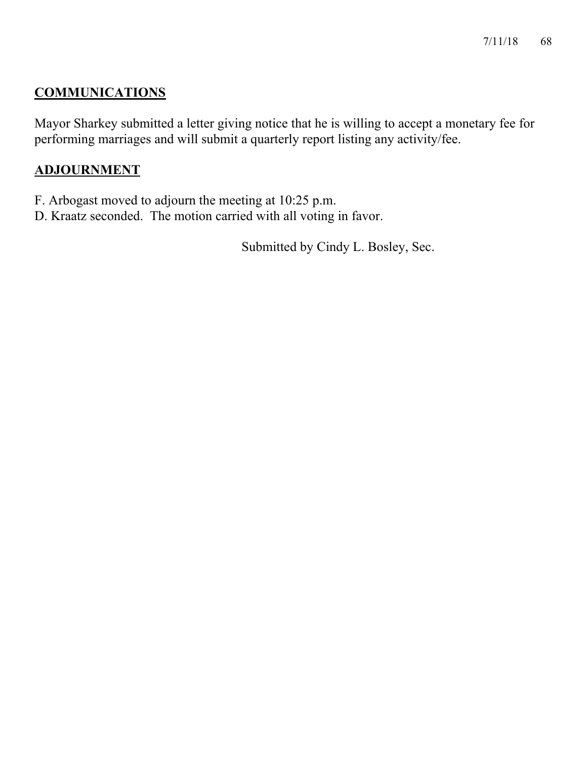## COMMUNICATIONS

Mayor Sharkey submitted a letter giving notice that he is willing to accept a monetary fee for performing marriages and will submit a quarterly report listing any activity/fee.

## ADJOURNMENT

F. Arbogast moved to adjourn the meeting at 10:25 p.m.
D. Kraatz seconded. The motion carried with all voting in favor.

Submitted by Cindy L. Bosley, Sec.